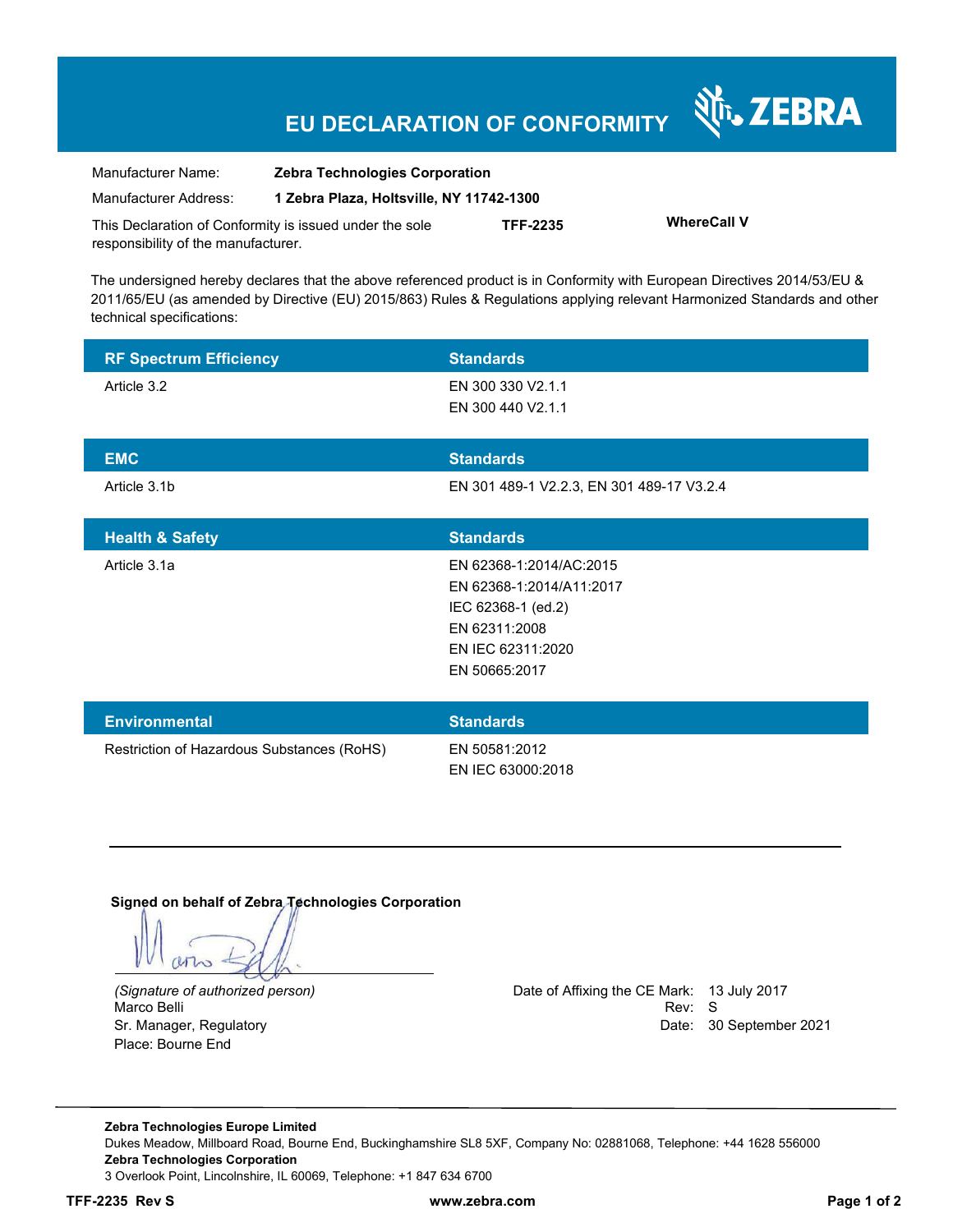# EU DECLARATION OF CONFORMITY

| | |
|---|---|
| Manufacturer Name: | **Zebra Technologies Corporation** |
| Manufacturer Address: | **1 Zebra Plaza, Holtsville, NY 11742-1300** |

This Declaration of Conformity is issued under the sole responsibility of the manufacturer. **TFF-2235** **WhereCall V**

The undersigned hereby declares that the above referenced product is in Conformity with European Directives 2014/53/EU & 2011/65/EU (as amended by Directive (EU) 2015/863) Rules & Regulations applying relevant Harmonized Standards and other technical specifications:

| RF Spectrum Efficiency | Standards |
|---|---|
| Article 3.2 | EN 300 330 V2.1.1<br>EN 300 440 V2.1.1 |

| EMC | Standards |
|---|---|
| Article 3.1b | EN 301 489-1 V2.2.3, EN 301 489-17 V3.2.4 |

| Health & Safety | Standards |
|---|---|
| Article 3.1a | EN 62368-1:2014/AC:2015<br>EN 62368-1:2014/A11:2017<br>IEC 62368-1 (ed.2)<br>EN 62311:2008<br>EN IEC 62311:2020<br>EN 50665:2017 |

| Environmental | Standards |
|---|---|
| Restriction of Hazardous Substances (RoHS) | EN 50581:2012<br>EN IEC 63000:2018 |

**Signed on behalf of Zebra Technologies Corporation**

*(Signature of authorized person)*
Marco Belli
Sr. Manager, Regulatory
Place: Bourne End

Date of Affixing the CE Mark: 13 July 2017
Rev: S
Date: 30 September 2021

**Zebra Technologies Europe Limited**
Dukes Meadow, Millboard Road, Bourne End, Buckinghamshire SL8 5XF, Company No: 02881068, Telephone: +44 1628 556000
**Zebra Technologies Corporation**
3 Overlook Point, Lincolnshire, IL 60069, Telephone: +1 847 634 6700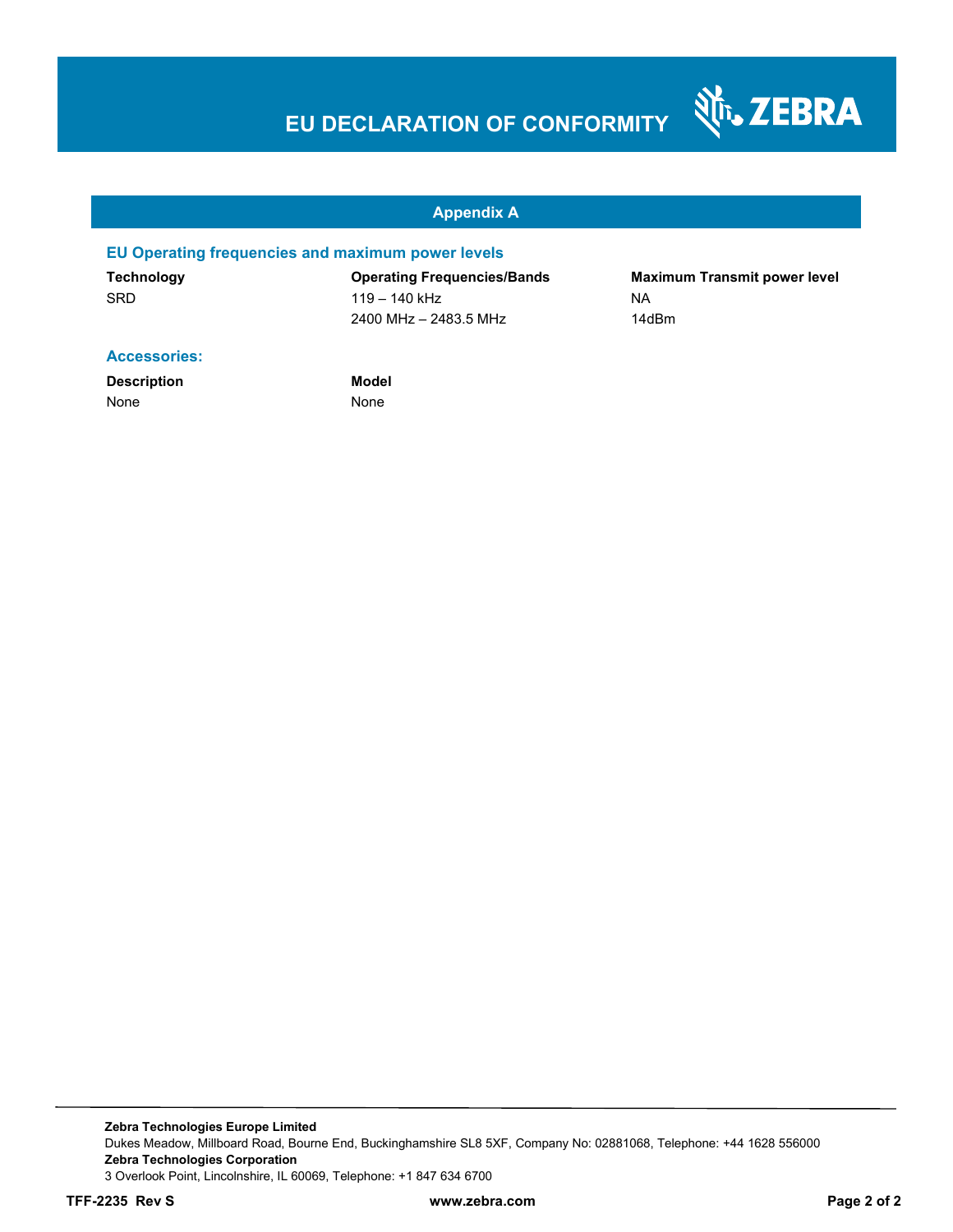# EU DECLARATION OF CONFORMITY

## Appendix A

### EU Operating frequencies and maximum power levels

| Technology | Operating Frequencies/Bands | Maximum Transmit power level |
| --- | --- | --- |
| SRD | 119 – 140 kHz | NA |
| | 2400 MHz – 2483.5 MHz | 14dBm |

### Accessories:

| Description | Model |
| --- | --- |
| None | None |

**Zebra Technologies Europe Limited**
Dukes Meadow, Millboard Road, Bourne End, Buckinghamshire SL8 5XF, Company No: 02881068, Telephone: +44 1628 556000
**Zebra Technologies Corporation**
3 Overlook Point, Lincolnshire, IL 60069, Telephone: +1 847 634 6700

**TFF-2235 Rev S** **www.zebra.com**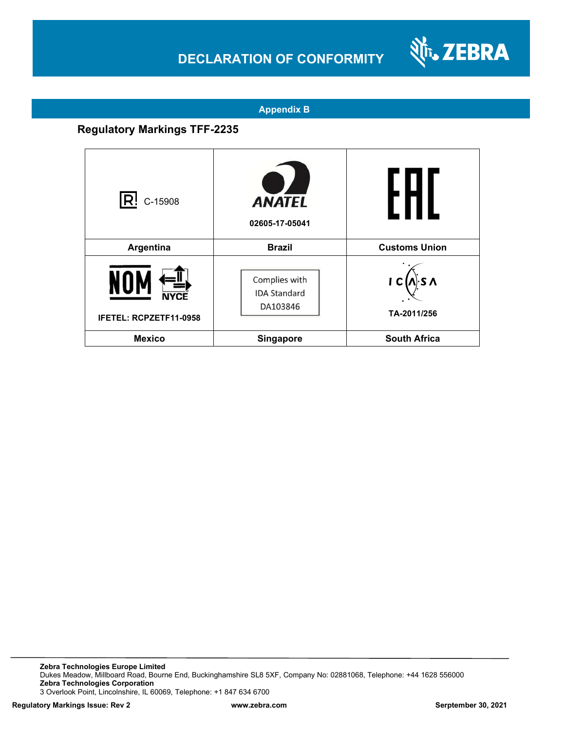# DECLARATION OF CONFORMITY

## Appendix B

### Regulatory Markings TFF-2235

| | | |
|---|---|---|
| C-15908 | ANATEL 02605-17-05041 | EAC |
| **Argentina** | **Brazil** | **Customs Union** |
| NOM NYCE IFETEL: RCPZETF11-0958 | Complies with IDA Standard DA103846 | ICASA TA-2011/256 |
| **Mexico** | **Singapore** | **South Africa** |

**Zebra Technologies Europe Limited**
Dukes Meadow, Millboard Road, Bourne End, Buckinghamshire SL8 5XF, Company No: 02881068, Telephone: +44 1628 556000
**Zebra Technologies Corporation**
3 Overlook Point, Lincolnshire, IL 60069, Telephone: +1 847 634 6700

**Regulatory Markings Issue: Rev 2** **www.zebra.com** **Serptember 30, 2021**